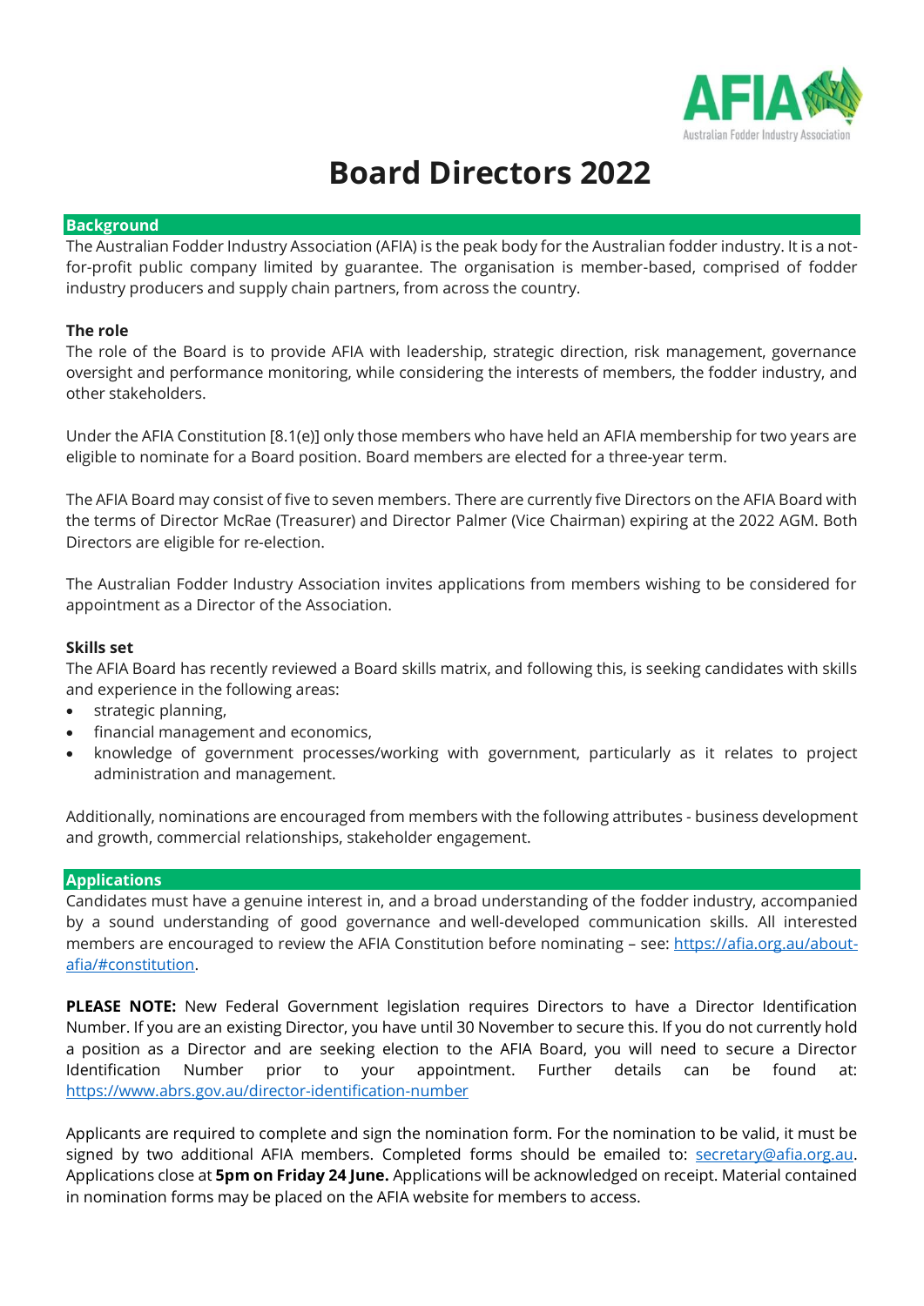# Board Directors 2022

## Background

The Australian Fodder Industry Association (AFIA) is the peak body for the Australian fodder industry. It is a not-for-profit public company limited by guarantee. The organisation is member-based, comprised of fodder industry producers and supply chain partners, from across the country.

### The role

The role of the Board is to provide AFIA with leadership, strategic direction, risk management, governance oversight and performance monitoring, while considering the interests of members, the fodder industry, and other stakeholders.

Under the AFIA Constitution [8.1(e)] only those members who have held an AFIA membership for two years are eligible to nominate for a Board position. Board members are elected for a three-year term.

The AFIA Board may consist of five to seven members. There are currently five Directors on the AFIA Board with the terms of Director McRae (Treasurer) and Director Palmer (Vice Chairman) expiring at the 2022 AGM. Both Directors are eligible for re-election.

The Australian Fodder Industry Association invites applications from members wishing to be considered for appointment as a Director of the Association.

### Skills set

The AFIA Board has recently reviewed a Board skills matrix, and following this, is seeking candidates with skills and experience in the following areas:

- strategic planning,
- financial management and economics,
- knowledge of government processes/working with government, particularly as it relates to project administration and management.

Additionally, nominations are encouraged from members with the following attributes - business development and growth, commercial relationships, stakeholder engagement.

## Applications

Candidates must have a genuine interest in, and a broad understanding of the fodder industry, accompanied by a sound understanding of good governance and well-developed communication skills. All interested members are encouraged to review the AFIA Constitution before nominating – see: https://afia.org.au/about-afia/#constitution.

**PLEASE NOTE:** New Federal Government legislation requires Directors to have a Director Identification Number. If you are an existing Director, you have until 30 November to secure this. If you do not currently hold a position as a Director and are seeking election to the AFIA Board, you will need to secure a Director Identification Number prior to your appointment. Further details can be found at: https://www.abrs.gov.au/director-identification-number

Applicants are required to complete and sign the nomination form. For the nomination to be valid, it must be signed by two additional AFIA members. Completed forms should be emailed to: secretary@afia.org.au. Applications close at **5pm on Friday 24 June.** Applications will be acknowledged on receipt. Material contained in nomination forms may be placed on the AFIA website for members to access.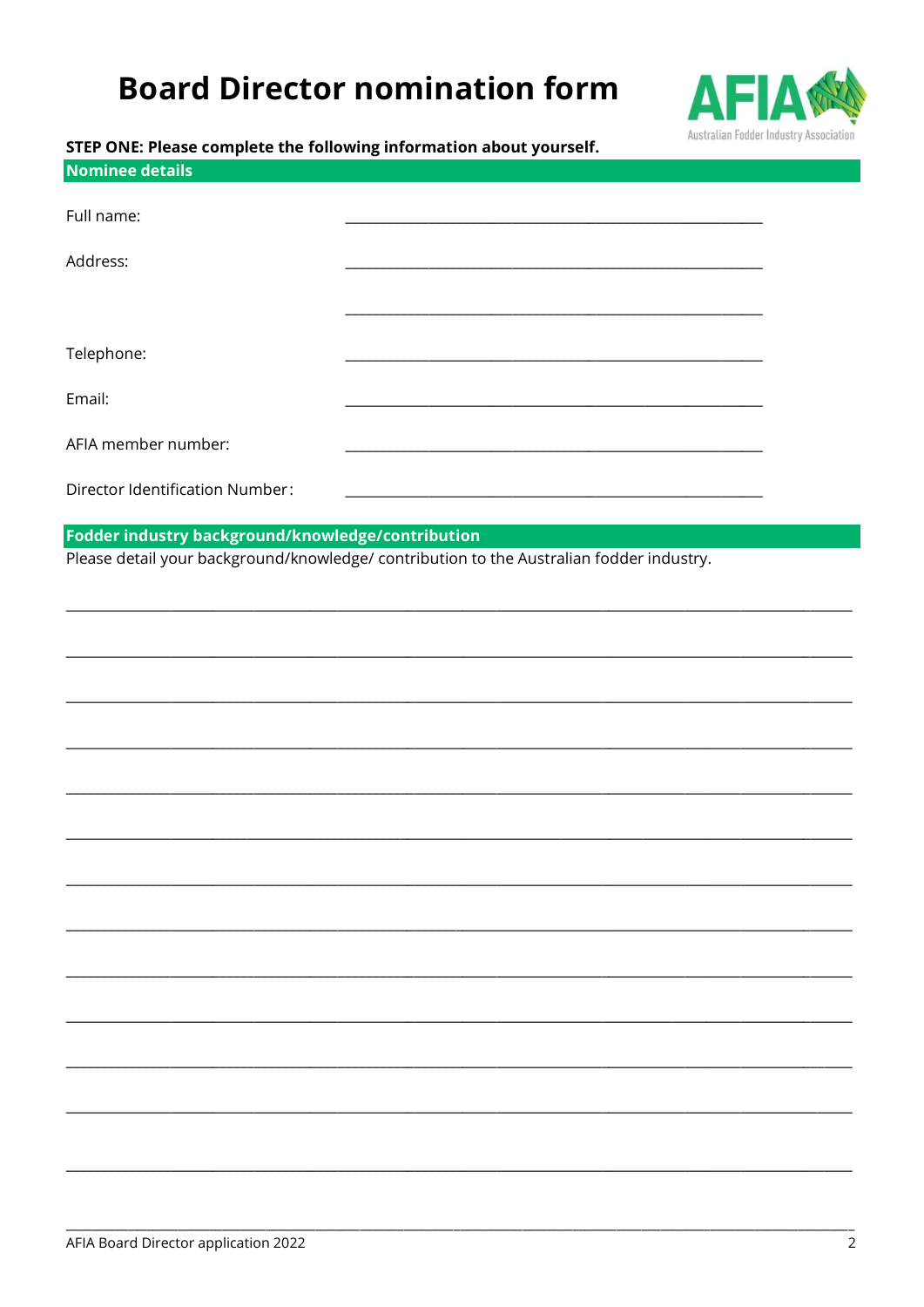# Board Director nomination form

**STEP ONE: Please complete the following information about yourself.**

## Nominee details

Full name: \_\_\_\_\_\_\_\_\_\_\_\_\_\_\_\_\_\_\_\_\_\_\_\_\_\_\_\_\_\_\_\_\_\_\_\_\_\_\_\_\_\_\_\_

Address: \_\_\_\_\_\_\_\_\_\_\_\_\_\_\_\_\_\_\_\_\_\_\_\_\_\_\_\_\_\_\_\_\_\_\_\_\_\_\_\_\_\_\_\_

\_\_\_\_\_\_\_\_\_\_\_\_\_\_\_\_\_\_\_\_\_\_\_\_\_\_\_\_\_\_\_\_\_\_\_\_\_\_\_\_\_\_\_\_

Telephone: \_\_\_\_\_\_\_\_\_\_\_\_\_\_\_\_\_\_\_\_\_\_\_\_\_\_\_\_\_\_\_\_\_\_\_\_\_\_\_\_\_\_\_\_

Email: \_\_\_\_\_\_\_\_\_\_\_\_\_\_\_\_\_\_\_\_\_\_\_\_\_\_\_\_\_\_\_\_\_\_\_\_\_\_\_\_\_\_\_\_

AFIA member number: \_\_\_\_\_\_\_\_\_\_\_\_\_\_\_\_\_\_\_\_\_\_\_\_\_\_\_\_\_\_\_\_\_\_\_\_\_\_\_\_\_\_\_\_

Director Identification Number: \_\_\_\_\_\_\_\_\_\_\_\_\_\_\_\_\_\_\_\_\_\_\_\_\_\_\_\_\_\_\_\_\_\_\_\_\_\_\_\_\_\_\_\_

## Fodder industry background/knowledge/contribution

Please detail your background/knowledge/ contribution to the Australian fodder industry.

\_\_\_\_\_\_\_\_\_\_\_\_\_\_\_\_\_\_\_\_\_\_\_\_\_\_\_\_\_\_\_\_\_\_\_\_\_\_\_\_\_\_\_\_\_\_\_\_\_\_\_\_\_\_\_\_\_\_\_\_\_\_\_\_\_\_\_\_\_\_\_\_\_\_\_\_

\_\_\_\_\_\_\_\_\_\_\_\_\_\_\_\_\_\_\_\_\_\_\_\_\_\_\_\_\_\_\_\_\_\_\_\_\_\_\_\_\_\_\_\_\_\_\_\_\_\_\_\_\_\_\_\_\_\_\_\_\_\_\_\_\_\_\_\_\_\_\_\_\_\_\_\_

\_\_\_\_\_\_\_\_\_\_\_\_\_\_\_\_\_\_\_\_\_\_\_\_\_\_\_\_\_\_\_\_\_\_\_\_\_\_\_\_\_\_\_\_\_\_\_\_\_\_\_\_\_\_\_\_\_\_\_\_\_\_\_\_\_\_\_\_\_\_\_\_\_\_\_\_

\_\_\_\_\_\_\_\_\_\_\_\_\_\_\_\_\_\_\_\_\_\_\_\_\_\_\_\_\_\_\_\_\_\_\_\_\_\_\_\_\_\_\_\_\_\_\_\_\_\_\_\_\_\_\_\_\_\_\_\_\_\_\_\_\_\_\_\_\_\_\_\_\_\_\_\_

\_\_\_\_\_\_\_\_\_\_\_\_\_\_\_\_\_\_\_\_\_\_\_\_\_\_\_\_\_\_\_\_\_\_\_\_\_\_\_\_\_\_\_\_\_\_\_\_\_\_\_\_\_\_\_\_\_\_\_\_\_\_\_\_\_\_\_\_\_\_\_\_\_\_\_\_

\_\_\_\_\_\_\_\_\_\_\_\_\_\_\_\_\_\_\_\_\_\_\_\_\_\_\_\_\_\_\_\_\_\_\_\_\_\_\_\_\_\_\_\_\_\_\_\_\_\_\_\_\_\_\_\_\_\_\_\_\_\_\_\_\_\_\_\_\_\_\_\_\_\_\_\_

\_\_\_\_\_\_\_\_\_\_\_\_\_\_\_\_\_\_\_\_\_\_\_\_\_\_\_\_\_\_\_\_\_\_\_\_\_\_\_\_\_\_\_\_\_\_\_\_\_\_\_\_\_\_\_\_\_\_\_\_\_\_\_\_\_\_\_\_\_\_\_\_\_\_\_\_

\_\_\_\_\_\_\_\_\_\_\_\_\_\_\_\_\_\_\_\_\_\_\_\_\_\_\_\_\_\_\_\_\_\_\_\_\_\_\_\_\_\_\_\_\_\_\_\_\_\_\_\_\_\_\_\_\_\_\_\_\_\_\_\_\_\_\_\_\_\_\_\_\_\_\_\_

\_\_\_\_\_\_\_\_\_\_\_\_\_\_\_\_\_\_\_\_\_\_\_\_\_\_\_\_\_\_\_\_\_\_\_\_\_\_\_\_\_\_\_\_\_\_\_\_\_\_\_\_\_\_\_\_\_\_\_\_\_\_\_\_\_\_\_\_\_\_\_\_\_\_\_\_

\_\_\_\_\_\_\_\_\_\_\_\_\_\_\_\_\_\_\_\_\_\_\_\_\_\_\_\_\_\_\_\_\_\_\_\_\_\_\_\_\_\_\_\_\_\_\_\_\_\_\_\_\_\_\_\_\_\_\_\_\_\_\_\_\_\_\_\_\_\_\_\_\_\_\_\_

\_\_\_\_\_\_\_\_\_\_\_\_\_\_\_\_\_\_\_\_\_\_\_\_\_\_\_\_\_\_\_\_\_\_\_\_\_\_\_\_\_\_\_\_\_\_\_\_\_\_\_\_\_\_\_\_\_\_\_\_\_\_\_\_\_\_\_\_\_\_\_\_\_\_\_\_

\_\_\_\_\_\_\_\_\_\_\_\_\_\_\_\_\_\_\_\_\_\_\_\_\_\_\_\_\_\_\_\_\_\_\_\_\_\_\_\_\_\_\_\_\_\_\_\_\_\_\_\_\_\_\_\_\_\_\_\_\_\_\_\_\_\_\_\_\_\_\_\_\_\_\_\_

\_\_\_\_\_\_\_\_\_\_\_\_\_\_\_\_\_\_\_\_\_\_\_\_\_\_\_\_\_\_\_\_\_\_\_\_\_\_\_\_\_\_\_\_\_\_\_\_\_\_\_\_\_\_\_\_\_\_\_\_\_\_\_\_\_\_\_\_\_\_\_\_\_\_\_\_

\_\_\_\_\_\_\_\_\_\_\_\_\_\_\_\_\_\_\_\_\_\_\_\_\_\_\_\_\_\_\_\_\_\_\_\_\_\_\_\_\_\_\_\_\_\_\_\_\_\_\_\_\_\_\_\_\_\_\_\_\_\_\_\_\_\_\_\_\_\_\_\_\_\_\_\_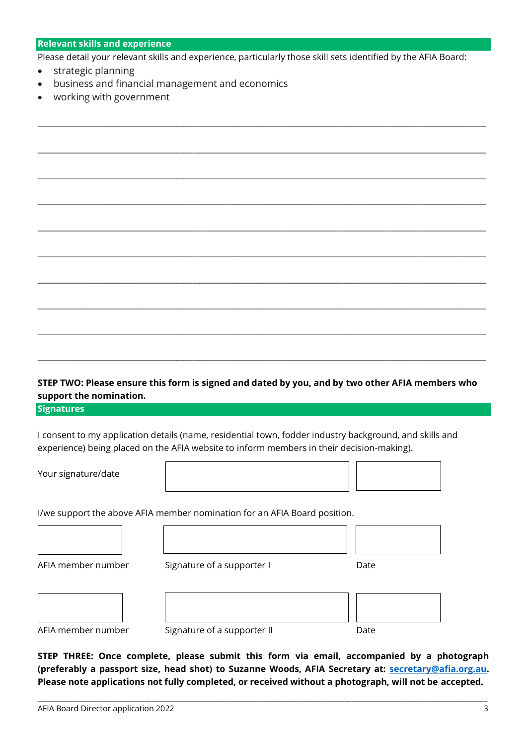## Relevant skills and experience

Please detail your relevant skills and experience, particularly those skill sets identified by the AFIA Board:

- strategic planning
- business and financial management and economics
- working with government

______________________________________________________________________________

______________________________________________________________________________

______________________________________________________________________________

______________________________________________________________________________

______________________________________________________________________________

______________________________________________________________________________

______________________________________________________________________________

______________________________________________________________________________

______________________________________________________________________________

______________________________________________________________________________

**STEP TWO: Please ensure this form is signed and dated by you, and by two other AFIA members who support the nomination.**

## Signatures

I consent to my application details (name, residential town, fodder industry background, and skills and experience) being placed on the AFIA website to inform members in their decision-making).

| | | |
|---|---|---|
| Your signature/date | | |

I/we support the above AFIA member nomination for an AFIA Board position.

| AFIA member number | Signature of a supporter I | Date |
|---|---|---|
| | | |

| AFIA member number | Signature of a supporter II | Date |
|---|---|---|
| | | |

**STEP THREE: Once complete, please submit this form via email, accompanied by a photograph (preferably a passport size, head shot) to Suzanne Woods, AFIA Secretary at: secretary@afia.org.au. Please note applications not fully completed, or received without a photograph, will not be accepted.**